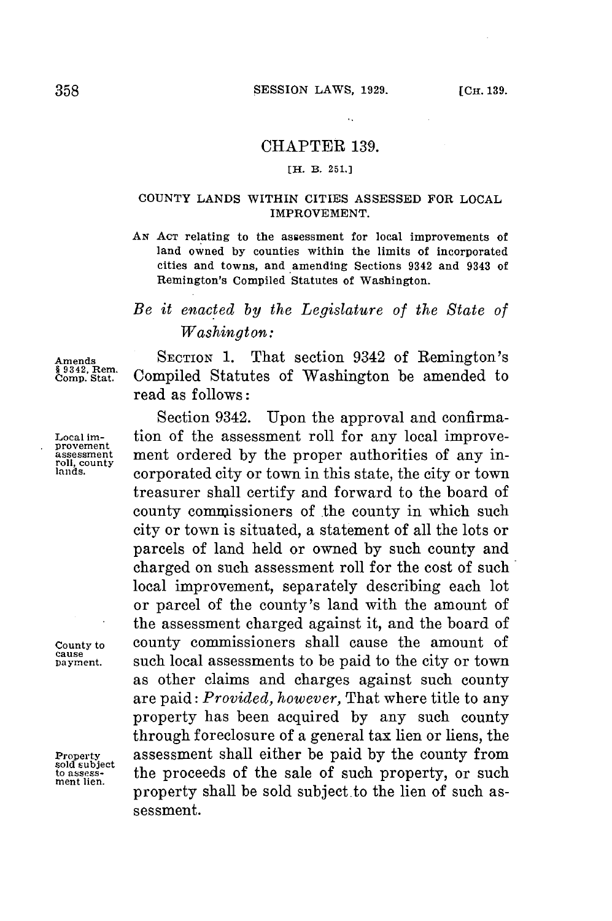# CHAPTER 139.

[H. B. 251.]

## COUNTY LANDS WITHIN CITIES ASSESSED FOR LOCAL IMPROVEMENT.

AN ACT relating to the assessment for local improvements of land owned by counties within the limits of incorporated cities and towns, and amending Sections 9342 and 9343 of Remington's Compiled Statutes of Washington.

*Be it enacted by the Legislature of the State of Washington:*

Amends § 9342, Rem. Comp. Stat.

SECTION 1. That section 9342 of Remington's Compiled Statutes of Washington be amended to read as follows:

Local improvement assessment roll, county lands.

Section 9342. Upon the approval and confirmation of the assessment roll for any local improvement ordered by the proper authorities of any incorporated city or town in this state, the city or town treasurer shall certify and forward to the board of county commissioners of the county in which such city or town is situated, a statement of all the lots or parcels of land held or owned by such county and charged on such assessment roll for the cost of such local improvement, separately describing each lot or parcel of the county's land with the amount of the assessment charged against it, and the board of county commissioners shall cause the amount of such local assessments to be paid to the city or town as other claims and charges against such county are paid: *Provided, however,* That where title to any property has been acquired by any such county through foreclosure of a general tax lien or liens, the assessment shall either be paid by the county from the proceeds of the sale of such property, or such property shall be sold subject to the lien of such assessment.

County to cause payment.

Property sold subject to assessment lien.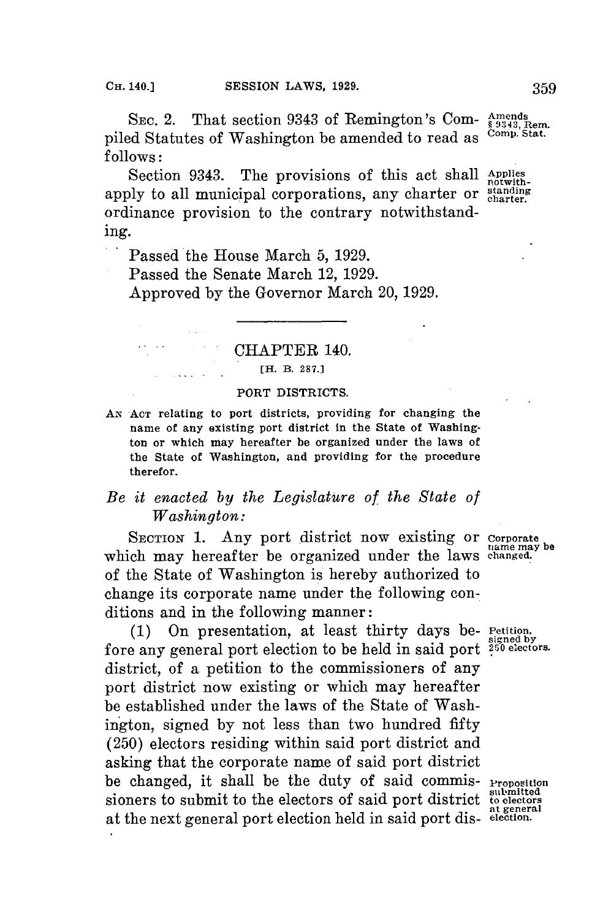SEC. 2. That section 9343 of Remington's Compiled Statutes of Washington be amended to read as follows:

Amends § 9343, Rem. Comp. Stat.

Section 9343. The provisions of this act shall apply to all municipal corporations, any charter or ordinance provision to the contrary notwithstanding.

Applies notwithstanding charter.

Passed the House March 5, 1929.
Passed the Senate March 12, 1929.
Approved by the Governor March 20, 1929.

---

## CHAPTER 140.

[H. B. 287.]

### PORT DISTRICTS.

AN ACT relating to port districts, providing for changing the name of any existing port district in the State of Washington or which may hereafter be organized under the laws of the State of Washington, and providing for the procedure therefor.

*Be it enacted by the Legislature of the State of Washington:*

SECTION 1. Any port district now existing or which may hereafter be organized under the laws of the State of Washington is hereby authorized to change its corporate name under the following conditions and in the following manner:

Corporate name may be changed.

(1) On presentation, at least thirty days before any general port election to be held in said port district, of a petition to the commissioners of any port district now existing or which may hereafter be established under the laws of the State of Washington, signed by not less than two hundred fifty (250) electors residing within said port district and asking that the corporate name of said port district be changed, it shall be the duty of said commissioners to submit to the electors of said port district at the next general port election held in said port dis-

Petition, signed by 250 electors.

Proposition submitted to electors at general election.